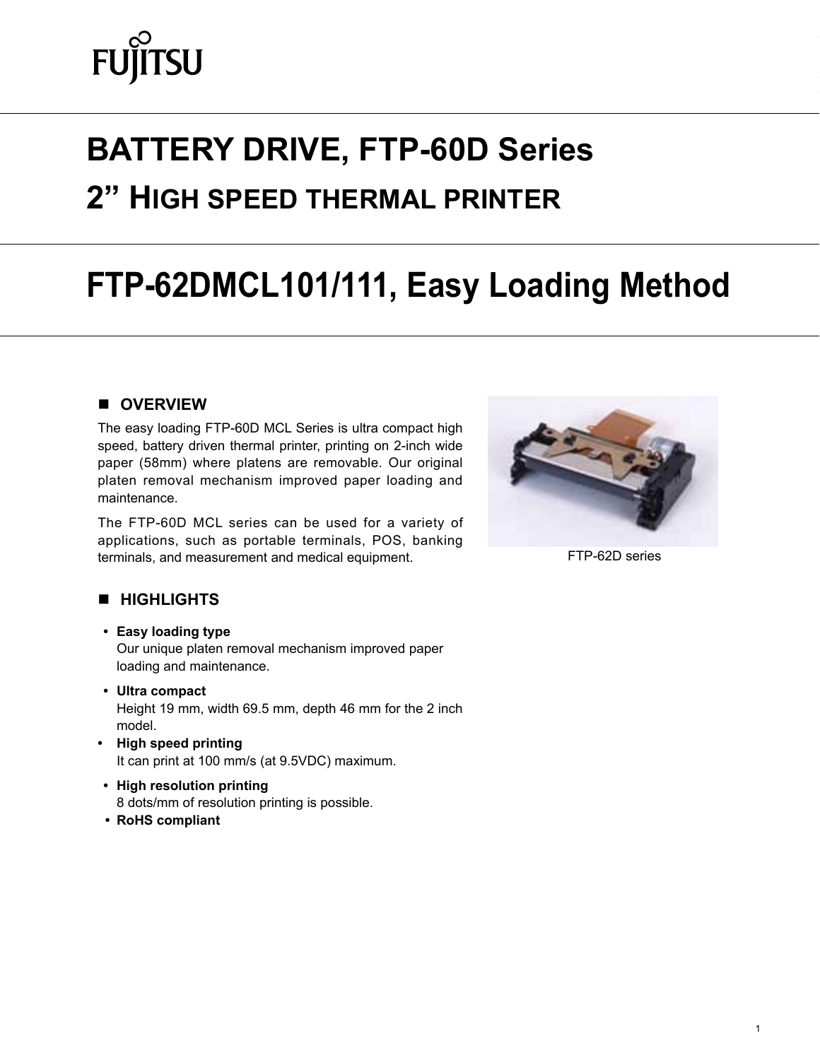FUJITSU

# BATTERY DRIVE, FTP-60D Series

# 2" HIGH SPEED THERMAL PRINTER

# FTP-62DMCL101/111, Easy Loading Method

## OVERVIEW

The easy loading FTP-60D MCL Series is ultra compact high speed, battery driven thermal printer, printing on 2-inch wide paper (58mm) where platens are removable. Our original platen removal mechanism improved paper loading and maintenance.

The FTP-60D MCL series can be used for a variety of applications, such as portable terminals, POS, banking terminals, and measurement and medical equipment.

FTP-62D series

## HIGHLIGHTS

- **Easy loading type**
  Our unique platen removal mechanism improved paper loading and maintenance.
- **Ultra compact**
  Height 19 mm, width 69.5 mm, depth 46 mm for the 2 inch model.
- **High speed printing**
  It can print at 100 mm/s (at 9.5VDC) maximum.
- **High resolution printing**
  8 dots/mm of resolution printing is possible.
- **RoHS compliant**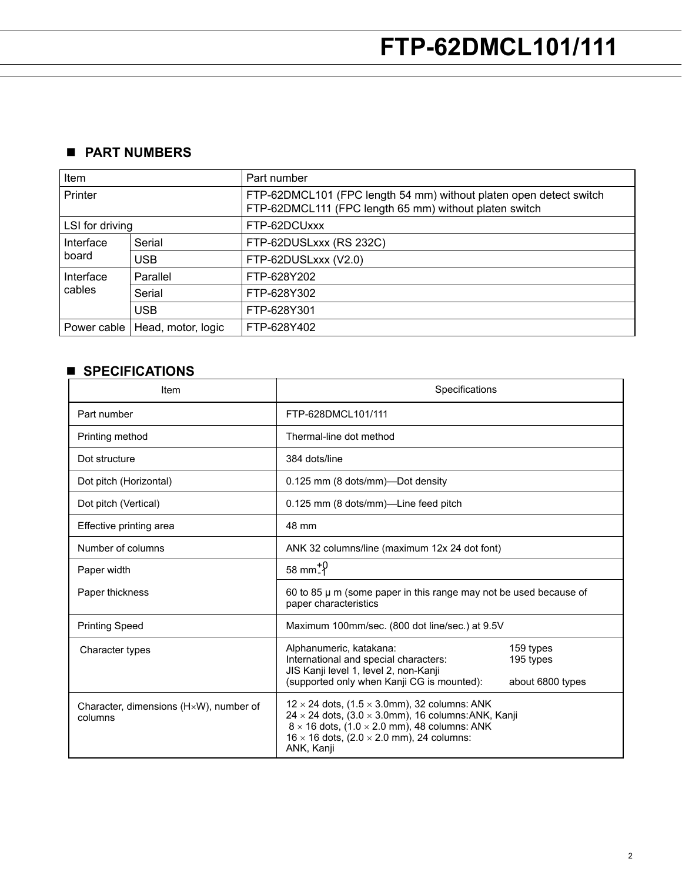## PART NUMBERS

| Item | | Part number |
|---|---|---|
| Printer | | FTP-62DMCL101 (FPC length 54 mm) without platen open detect switch<br>FTP-62DMCL111 (FPC length 65 mm) without platen switch |
| LSI for driving | | FTP-62DCUxxx |
| Interface board | Serial | FTP-62DUSLxxx (RS 232C) |
| | USB | FTP-62DUSLxxx (V2.0) |
| Interface cables | Parallel | FTP-628Y202 |
| | Serial | FTP-628Y302 |
| | USB | FTP-628Y301 |
| Power cable | Head, motor, logic | FTP-628Y402 |

## SPECIFICATIONS

| Item | Specifications |
|---|---|
| Part number | FTP-628DMCL101/111 |
| Printing method | Thermal-line dot method |
| Dot structure | 384 dots/line |
| Dot pitch (Horizontal) | 0.125 mm (8 dots/mm)—Dot density |
| Dot pitch (Vertical) | 0.125 mm (8 dots/mm)—Line feed pitch |
| Effective printing area | 48 mm |
| Number of columns | ANK 32 columns/line (maximum 12x 24 dot font) |
| Paper width | 58 mm $^{+0}_{-1}$ |
| Paper thickness | 60 to 85 μ m (some paper in this range may not be used because of paper characteristics |
| Printing Speed | Maximum 100mm/sec. (800 dot line/sec.) at 9.5V |
| Character types | Alphanumeric, katakana: 159 types<br>International and special characters: 195 types<br>JIS Kanji level 1, level 2, non-Kanji<br>(supported only when Kanji CG is mounted): about 6800 types |
| Character, dimensions (H×W), number of columns | 12 × 24 dots, (1.5 × 3.0mm), 32 columns: ANK<br>24 × 24 dots, (3.0 × 3.0mm), 16 columns:ANK, Kanji<br>8 × 16 dots, (1.0 × 2.0 mm), 48 columns: ANK<br>16 × 16 dots, (2.0 × 2.0 mm), 24 columns:<br>ANK, Kanji |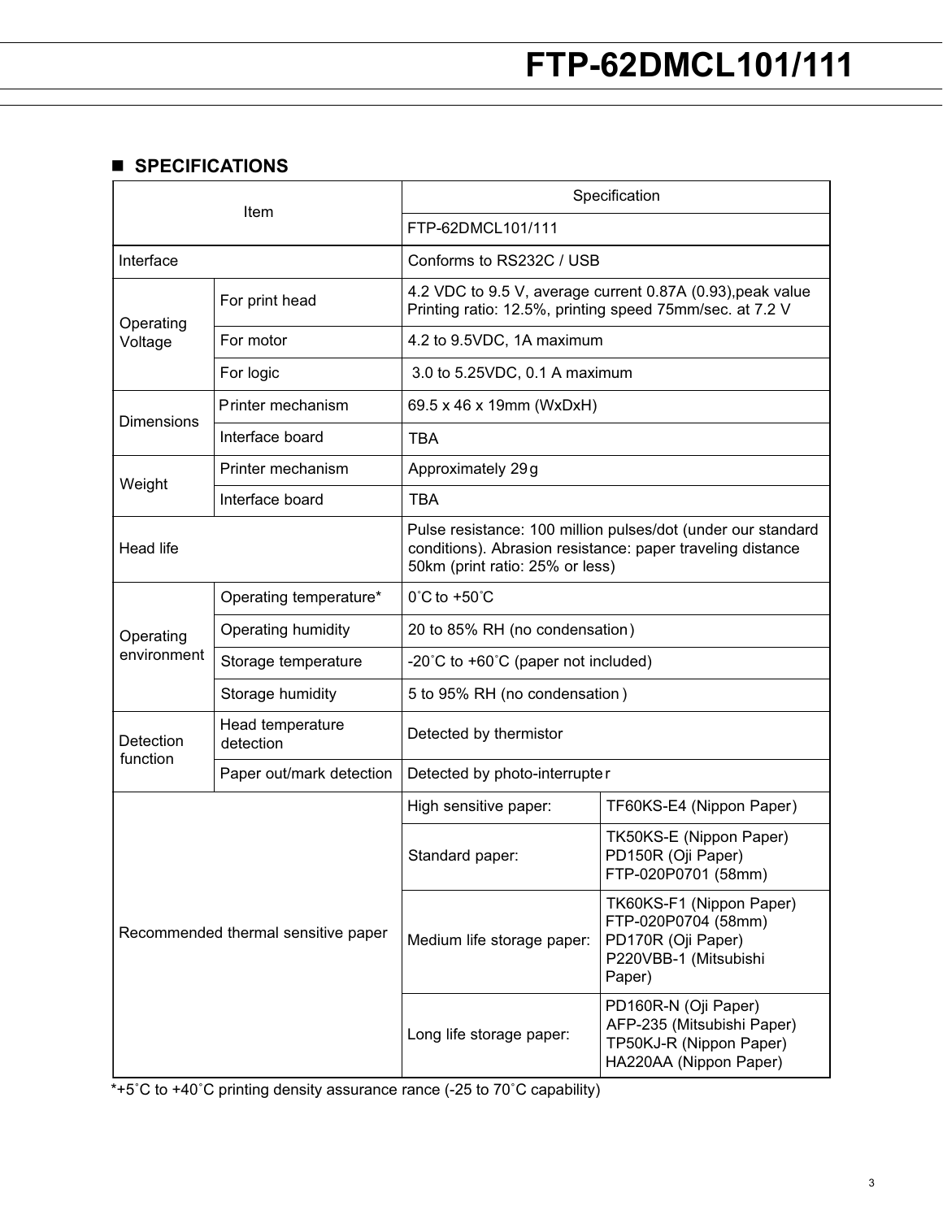## ■ SPECIFICATIONS

| Item | | Specification | |
|---|---|---|---|
| | | FTP-62DMCL101/111 | |
| Interface | | Conforms to RS232C / USB | |
| Operating Voltage | For print head | 4.2 VDC to 9.5 V, average current 0.87A (0.93),peak value Printing ratio: 12.5%, printing speed 75mm/sec. at 7.2 V | |
| | For motor | 4.2 to 9.5VDC, 1A maximum | |
| | For logic | 3.0 to 5.25VDC, 0.1 A maximum | |
| Dimensions | Printer mechanism | 69.5 x 46 x 19mm (WxDxH) | |
| | Interface board | TBA | |
| Weight | Printer mechanism | Approximately 29 g | |
| | Interface board | TBA | |
| Head life | | Pulse resistance: 100 million pulses/dot (under our standard conditions). Abrasion resistance: paper traveling distance 50km (print ratio: 25% or less) | |
| Operating environment | Operating temperature* | 0˚C to +50˚C | |
| | Operating humidity | 20 to 85% RH (no condensation) | |
| | Storage temperature | -20˚C to +60˚C (paper not included) | |
| | Storage humidity | 5 to 95% RH (no condensation) | |
| Detection function | Head temperature detection | Detected by thermistor | |
| | Paper out/mark detection | Detected by photo-interrupter | |
| Recommended thermal sensitive paper | | High sensitive paper: | TF60KS-E4 (Nippon Paper) |
| | | Standard paper: | TK50KS-E (Nippon Paper)<br>PD150R (Oji Paper)<br>FTP-020P0701 (58mm) |
| | | Medium life storage paper: | TK60KS-F1 (Nippon Paper)<br>FTP-020P0704 (58mm)<br>PD170R (Oji Paper)<br>P220VBB-1 (Mitsubishi Paper) |
| | | Long life storage paper: | PD160R-N (Oji Paper)<br>AFP-235 (Mitsubishi Paper)<br>TP50KJ-R (Nippon Paper)<br>HA220AA (Nippon Paper) |

*+5˚C to +40˚C printing density assurance rance (-25 to 70˚C capability)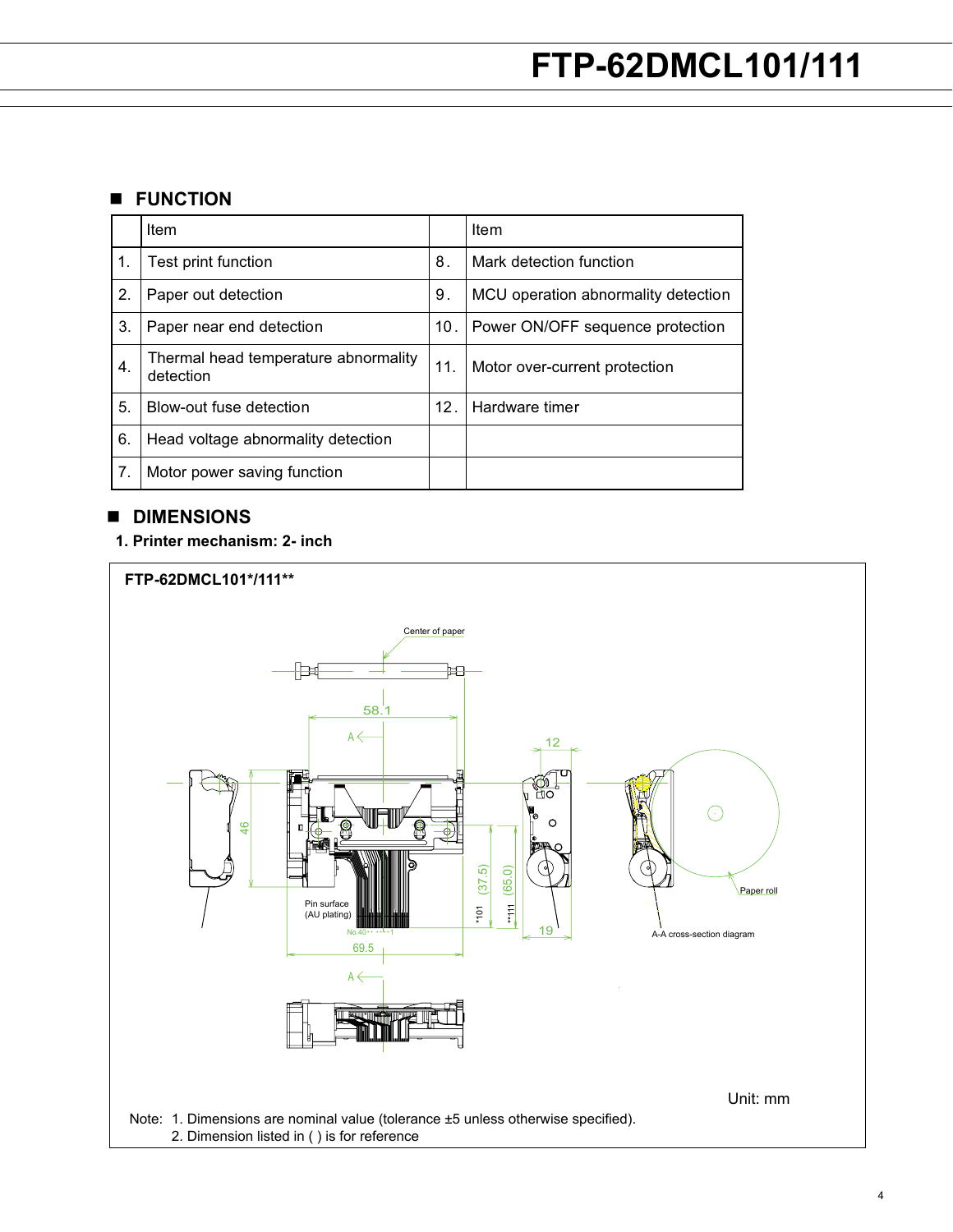## ■ FUNCTION

| | Item | | Item |
|---|---|---|---|
| 1. | Test print function | 8. | Mark detection function |
| 2. | Paper out detection | 9. | MCU operation abnormality detection |
| 3. | Paper near end detection | 10. | Power ON/OFF sequence protection |
| 4. | Thermal head temperature abnormality detection | 11. | Motor over-current protection |
| 5. | Blow-out fuse detection | 12. | Hardware timer |
| 6. | Head voltage abnormality detection | | |
| 7. | Motor power saving function | | |

## ■ DIMENSIONS

### 1. Printer mechanism: 2- inch

**FTP-62DMCL101*/111****

Center of paper

58.1

A

12

46

(37.5)

(65.0)

Pin surface (AU plating)

No.40 ... 1

*101

**111

19

69.5

Paper roll

A-A cross-section diagram

A

Unit: mm

Note: 1. Dimensions are nominal value (tolerance ±5 unless otherwise specified).
2. Dimension listed in ( ) is for reference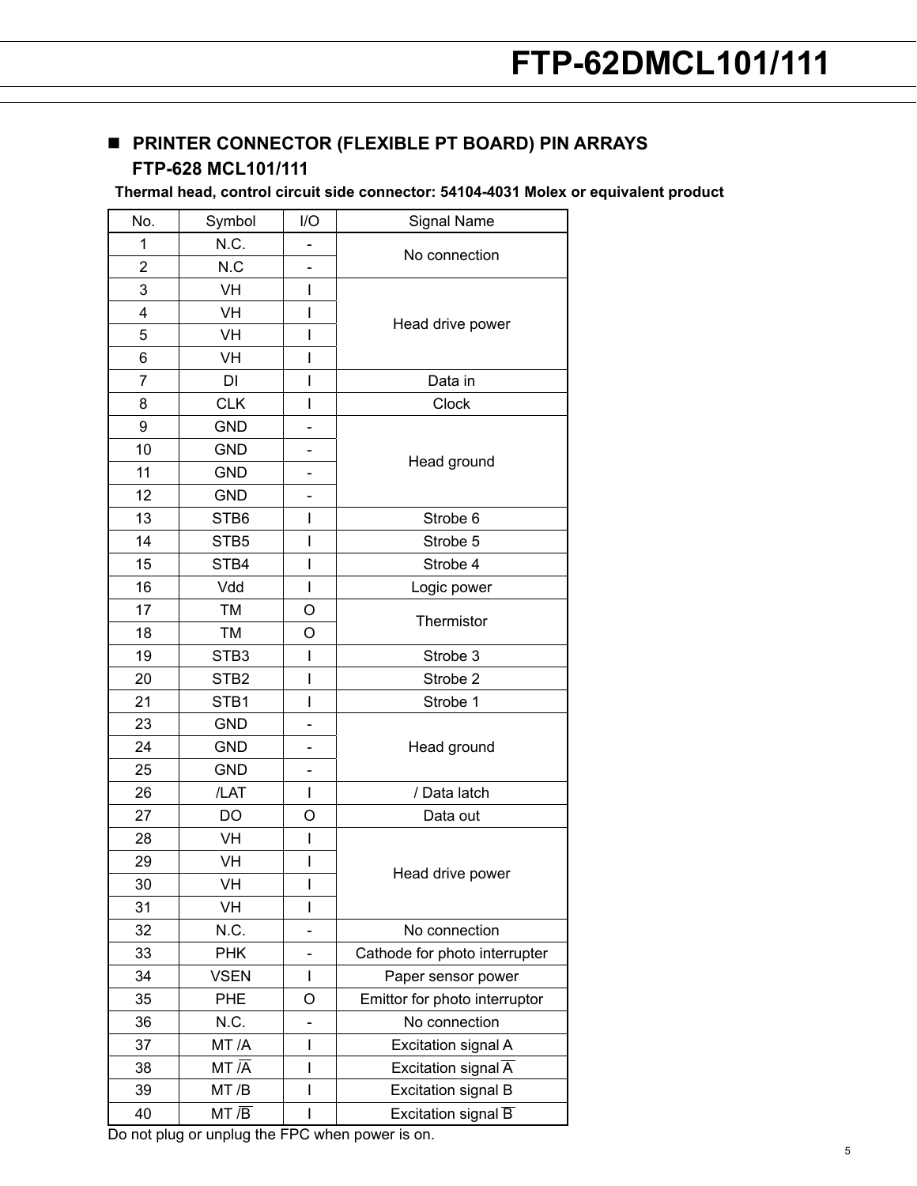## PRINTER CONNECTOR (FLEXIBLE PT BOARD) PIN ARRAYS

**FTP-628 MCL101/111**

**Thermal head, control circuit side connector: 54104-4031 Molex or equivalent product**

| No. | Symbol | I/O | Signal Name |
|---|---|---|---|
| 1 | N.C. | - | No connection |
| 2 | N.C | - | |
| 3 | VH | I | Head drive power |
| 4 | VH | I | |
| 5 | VH | I | |
| 6 | VH | I | |
| 7 | DI | I | Data in |
| 8 | CLK | I | Clock |
| 9 | GND | - | Head ground |
| 10 | GND | - | |
| 11 | GND | - | |
| 12 | GND | - | |
| 13 | STB6 | I | Strobe 6 |
| 14 | STB5 | I | Strobe 5 |
| 15 | STB4 | I | Strobe 4 |
| 16 | Vdd | I | Logic power |
| 17 | TM | O | Thermistor |
| 18 | TM | O | |
| 19 | STB3 | I | Strobe 3 |
| 20 | STB2 | I | Strobe 2 |
| 21 | STB1 | I | Strobe 1 |
| 23 | GND | - | Head ground |
| 24 | GND | - | |
| 25 | GND | - | |
| 26 | /LAT | I | / Data latch |
| 27 | DO | O | Data out |
| 28 | VH | I | Head drive power |
| 29 | VH | I | |
| 30 | VH | I | |
| 31 | VH | I | |
| 32 | N.C. | - | No connection |
| 33 | PHK | - | Cathode for photo interrupter |
| 34 | VSEN | I | Paper sensor power |
| 35 | PHE | O | Emittor for photo interruptor |
| 36 | N.C. | - | No connection |
| 37 | MT /A | I | Excitation signal A |
| 38 | MT /$\overline{A}$ | I | Excitation signal $\overline{A}$ |
| 39 | MT /B | I | Excitation signal B |
| 40 | MT /$\overline{B}$ | I | Excitation signal $\overline{B}$ |

Do not plug or unplug the FPC when power is on.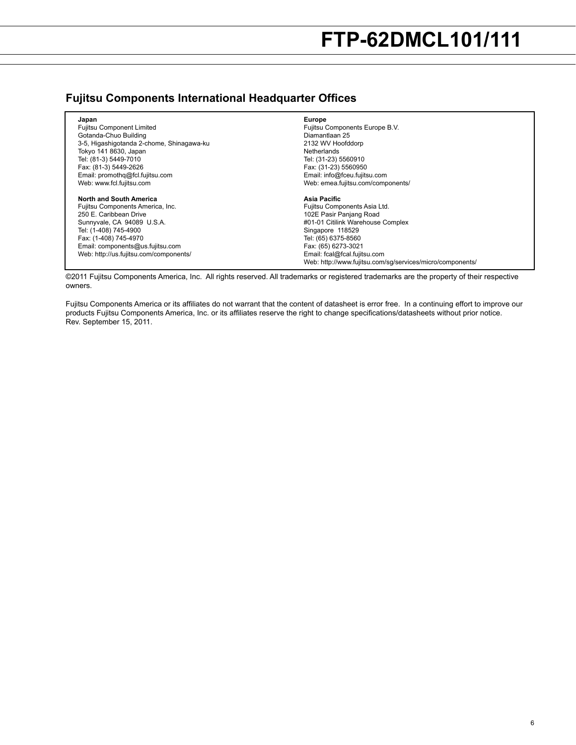## Fujitsu Components International Headquarter Offices

**Japan**
Fujitsu Component Limited
Gotanda-Chuo Building
3-5, Higashigotanda 2-chome, Shinagawa-ku
Tokyo 141 8630, Japan
Tel: (81-3) 5449-7010
Fax: (81-3) 5449-2626
Email: promothq@fcl.fujitsu.com
Web: www.fcl.fujitsu.com

**North and South America**
Fujitsu Components America, Inc.
250 E. Caribbean Drive
Sunnyvale, CA 94089 U.S.A.
Tel: (1-408) 745-4900
Fax: (1-408) 745-4970
Email: components@us.fujitsu.com
Web: http://us.fujitsu.com/components/

**Europe**
Fujitsu Components Europe B.V.
Diamantlaan 25
2132 WV Hoofddorp
Netherlands
Tel: (31-23) 5560910
Fax: (31-23) 5560950
Email: info@fceu.fujitsu.com
Web: emea.fujitsu.com/components/

**Asia Pacific**
Fujitsu Components Asia Ltd.
102E Pasir Panjang Road
#01-01 Citilink Warehouse Complex
Singapore 118529
Tel: (65) 6375-8560
Fax: (65) 6273-3021
Email: fcal@fcal.fujitsu.com
Web: http://www.fujitsu.com/sg/services/micro/components/

©2011 Fujitsu Components America, Inc. All rights reserved. All trademarks or registered trademarks are the property of their respective owners.

Fujitsu Components America or its affiliates do not warrant that the content of datasheet is error free. In a continuing effort to improve our products Fujitsu Components America, Inc. or its affiliates reserve the right to change specifications/datasheets without prior notice.
Rev. September 15, 2011.